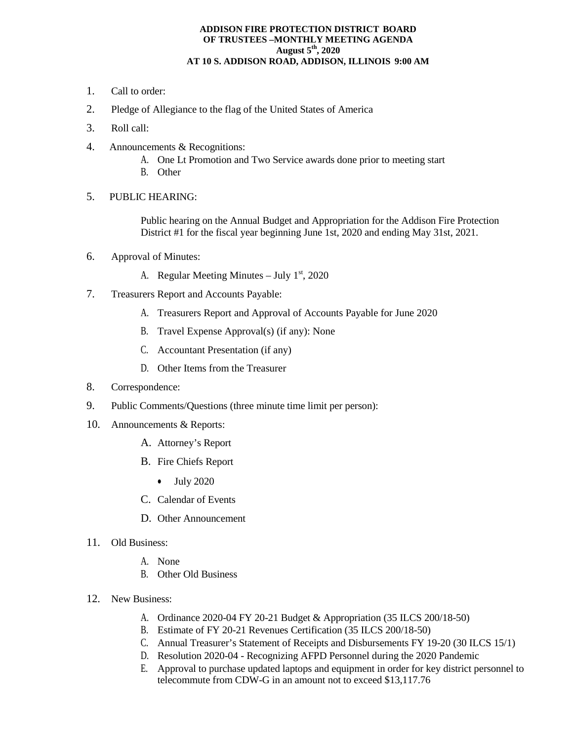**ADDISON FIRE PROTECTION DISTRICT BOARD OF TRUSTEES –MONTHLY MEETING AGENDA**
**August 5th, 2020**
**AT 10 S. ADDISON ROAD, ADDISON, ILLINOIS 9:00 AM**

1. Call to order:
2. Pledge of Allegiance to the flag of the United States of America
3. Roll call:
4. Announcements & Recognitions:
   - A. One Lt Promotion and Two Service awards done prior to meeting start
   - B. Other
5. PUBLIC HEARING:

   Public hearing on the Annual Budget and Appropriation for the Addison Fire Protection District #1 for the fiscal year beginning June 1st, 2020 and ending May 31st, 2021.

6. Approval of Minutes:
   - A. Regular Meeting Minutes – July 1st, 2020
7. Treasurers Report and Accounts Payable:
   - A. Treasurers Report and Approval of Accounts Payable for June 2020
   - B. Travel Expense Approval(s) (if any): None
   - C. Accountant Presentation (if any)
   - D. Other Items from the Treasurer
8. Correspondence:
9. Public Comments/Questions (three minute time limit per person):
10. Announcements & Reports:
    - A. Attorney's Report
    - B. Fire Chiefs Report
      - July 2020
    - C. Calendar of Events
    - D. Other Announcement
11. Old Business:
    - A. None
    - B. Other Old Business
12. New Business:
    - A. Ordinance 2020-04 FY 20-21 Budget & Appropriation (35 ILCS 200/18-50)
    - B. Estimate of FY 20-21 Revenues Certification (35 ILCS 200/18-50)
    - C. Annual Treasurer's Statement of Receipts and Disbursements FY 19-20 (30 ILCS 15/1)
    - D. Resolution 2020-04 - Recognizing AFPD Personnel during the 2020 Pandemic
    - E. Approval to purchase updated laptops and equipment in order for key district personnel to telecommute from CDW-G in an amount not to exceed $13,117.76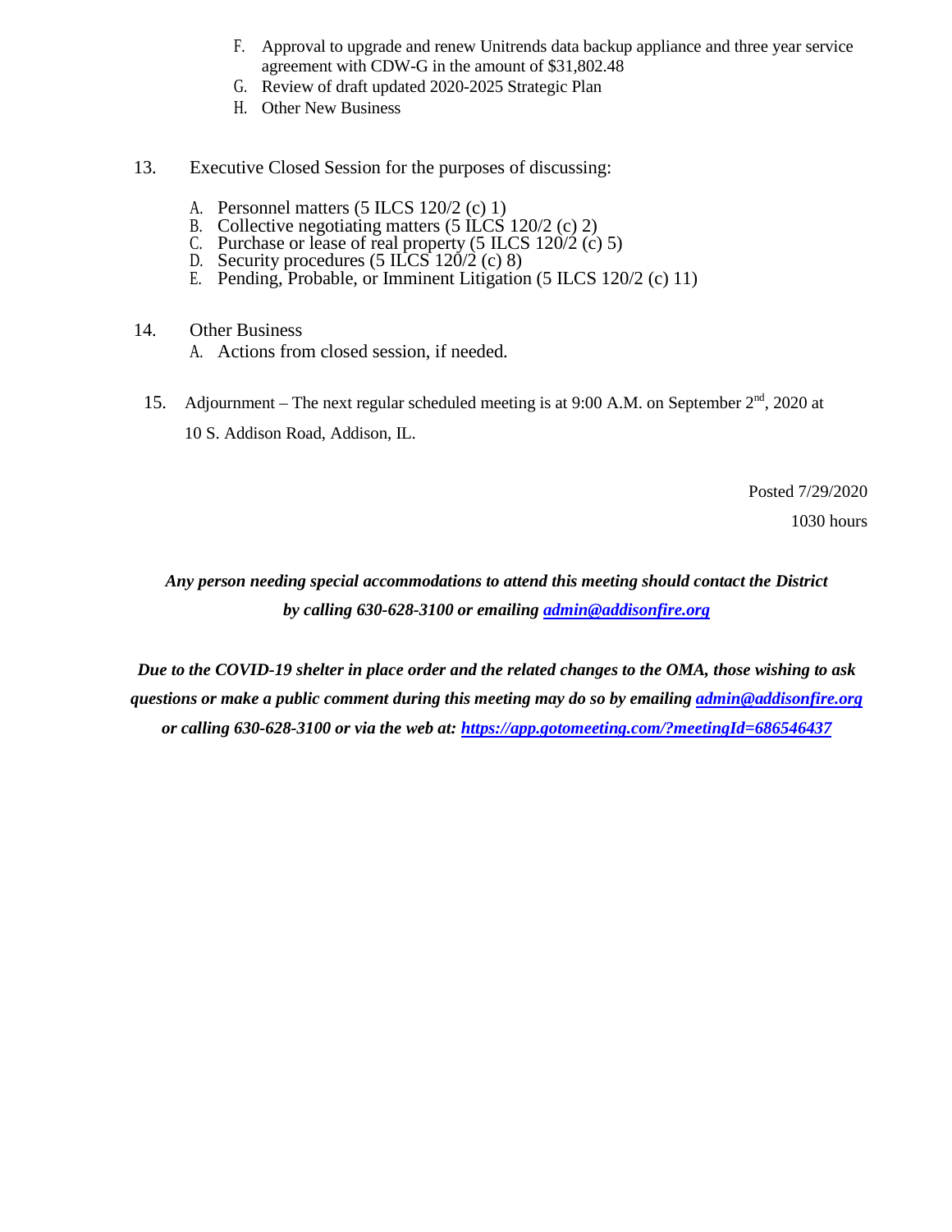F. Approval to upgrade and renew Unitrends data backup appliance and three year service agreement with CDW-G in the amount of $31,802.48
G. Review of draft updated 2020-2025 Strategic Plan
H. Other New Business

13. Executive Closed Session for the purposes of discussing:

    A. Personnel matters (5 ILCS 120/2 (c) 1)
    B. Collective negotiating matters (5 ILCS 120/2 (c) 2)
    C. Purchase or lease of real property (5 ILCS 120/2 (c) 5)
    D. Security procedures (5 ILCS 120/2 (c) 8)
    E. Pending, Probable, or Imminent Litigation (5 ILCS 120/2 (c) 11)

14. Other Business
    A. Actions from closed session, if needed.

15. Adjournment – The next regular scheduled meeting is at 9:00 A.M. on September 2nd, 2020 at 10 S. Addison Road, Addison, IL.

Posted 7/29/2020
1030 hours

***Any person needing special accommodations to attend this meeting should contact the District by calling 630-628-3100 or emailing admin@addisonfire.org***

***Due to the COVID-19 shelter in place order and the related changes to the OMA, those wishing to ask questions or make a public comment during this meeting may do so by emailing admin@addisonfire.org or calling 630-628-3100 or via the web at: https://app.gotomeeting.com/?meetingId=686546437***